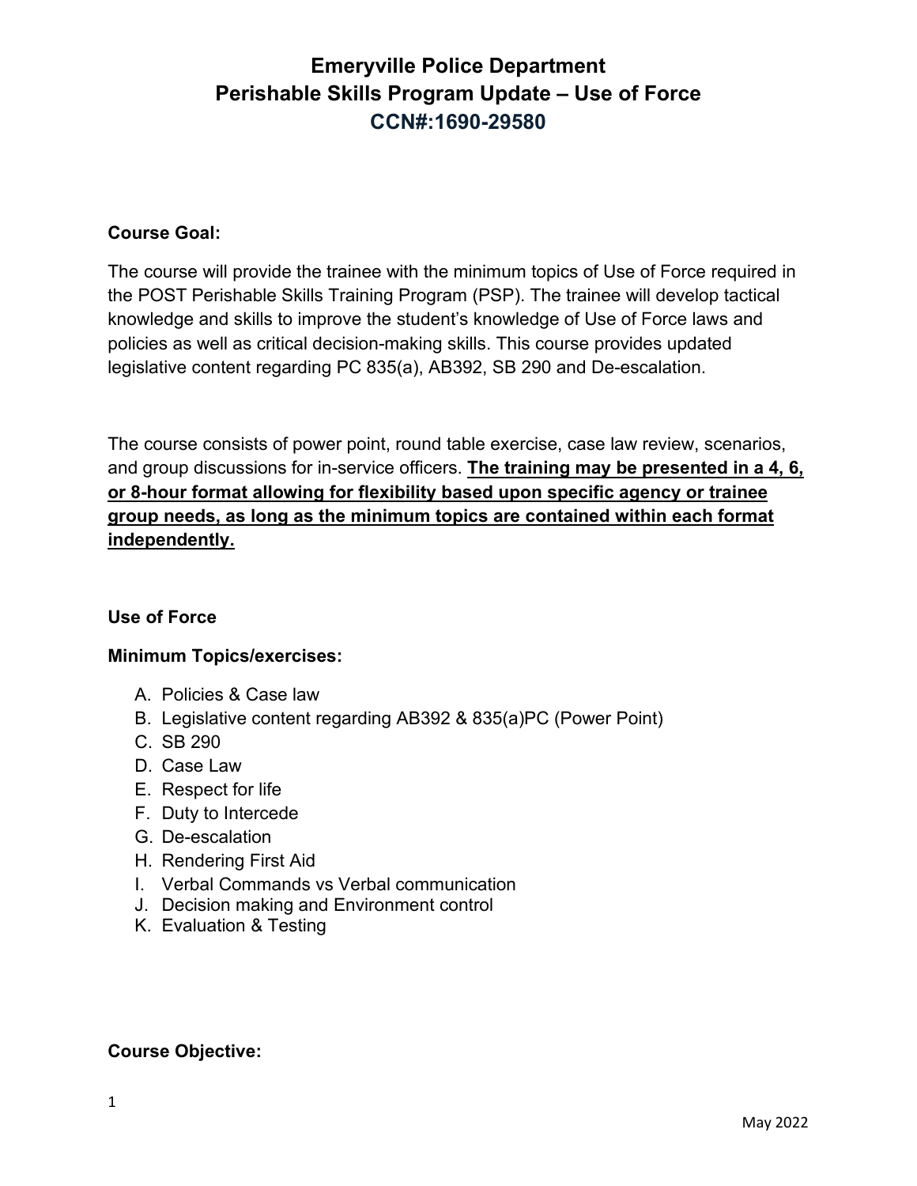# Emeryville Police Department
# Perishable Skills Program Update – Use of Force
# CCN#:1690-29580

**Course Goal:**

The course will provide the trainee with the minimum topics of Use of Force required in the POST Perishable Skills Training Program (PSP). The trainee will develop tactical knowledge and skills to improve the student's knowledge of Use of Force laws and policies as well as critical decision-making skills. This course provides updated legislative content regarding PC 835(a), AB392, SB 290 and De-escalation.

The course consists of power point, round table exercise, case law review, scenarios, and group discussions for in-service officers. **The training may be presented in a 4, 6, or 8-hour format allowing for flexibility based upon specific agency or trainee group needs, as long as the minimum topics are contained within each format independently.**

**Use of Force**

**Minimum Topics/exercises:**

A. Policies & Case law
B. Legislative content regarding AB392 & 835(a)PC (Power Point)
C. SB 290
D. Case Law
E. Respect for life
F. Duty to Intercede
G. De-escalation
H. Rendering First Aid
I. Verbal Commands vs Verbal communication
J. Decision making and Environment control
K. Evaluation & Testing

**Course Objective:**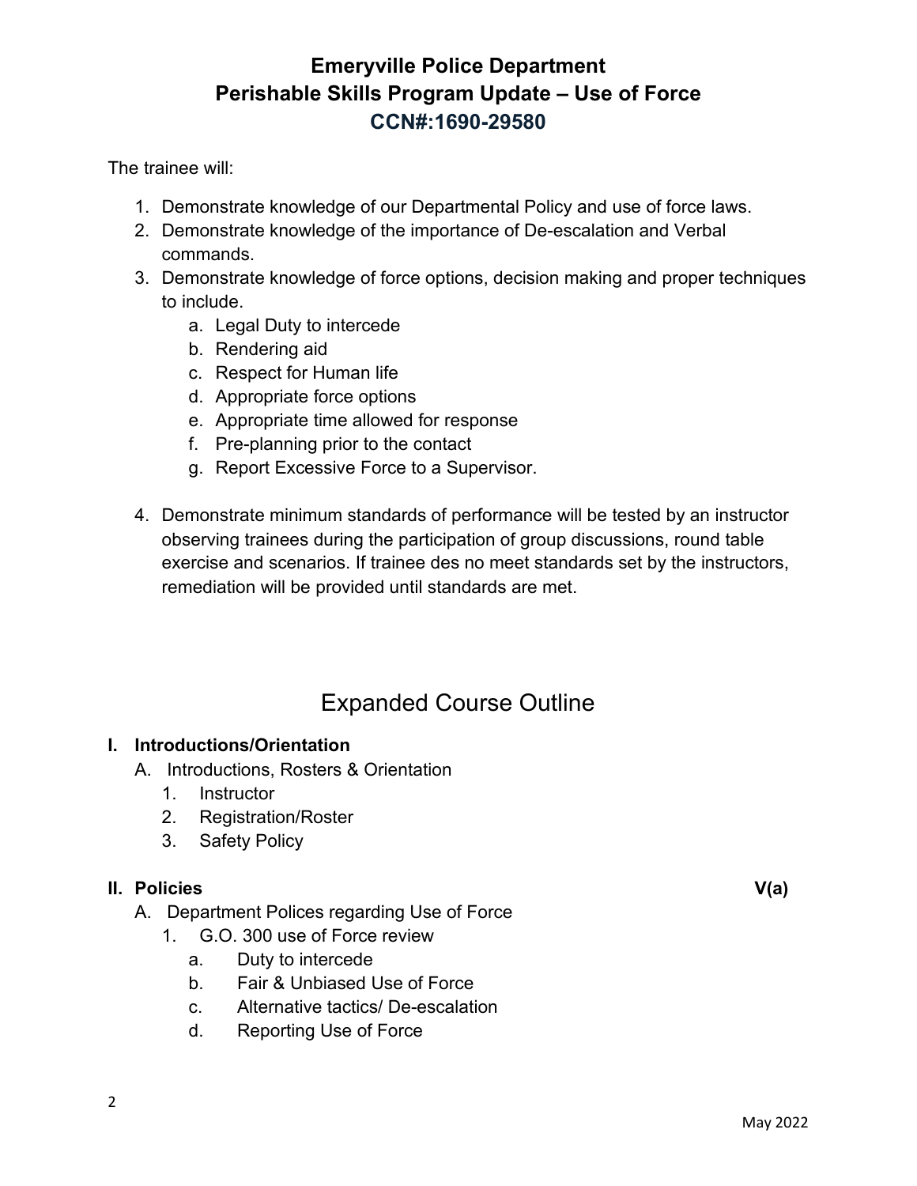# Emeryville Police Department
# Perishable Skills Program Update – Use of Force
# CCN#:1690-29580

The trainee will:

1. Demonstrate knowledge of our Departmental Policy and use of force laws.
2. Demonstrate knowledge of the importance of De-escalation and Verbal commands.
3. Demonstrate knowledge of force options, decision making and proper techniques to include.
   a. Legal Duty to intercede
   b. Rendering aid
   c. Respect for Human life
   d. Appropriate force options
   e. Appropriate time allowed for response
   f. Pre-planning prior to the contact
   g. Report Excessive Force to a Supervisor.

4. Demonstrate minimum standards of performance will be tested by an instructor observing trainees during the participation of group discussions, round table exercise and scenarios. If trainee des no meet standards set by the instructors, remediation will be provided until standards are met.

## Expanded Course Outline

### I. Introductions/Orientation

A. Introductions, Rosters & Orientation
   1. Instructor
   2. Registration/Roster
   3. Safety Policy

### II. Policies V(a)

A. Department Polices regarding Use of Force
   1. G.O. 300 use of Force review
      a. Duty to intercede
      b. Fair & Unbiased Use of Force
      c. Alternative tactics/ De-escalation
      d. Reporting Use of Force

May 2022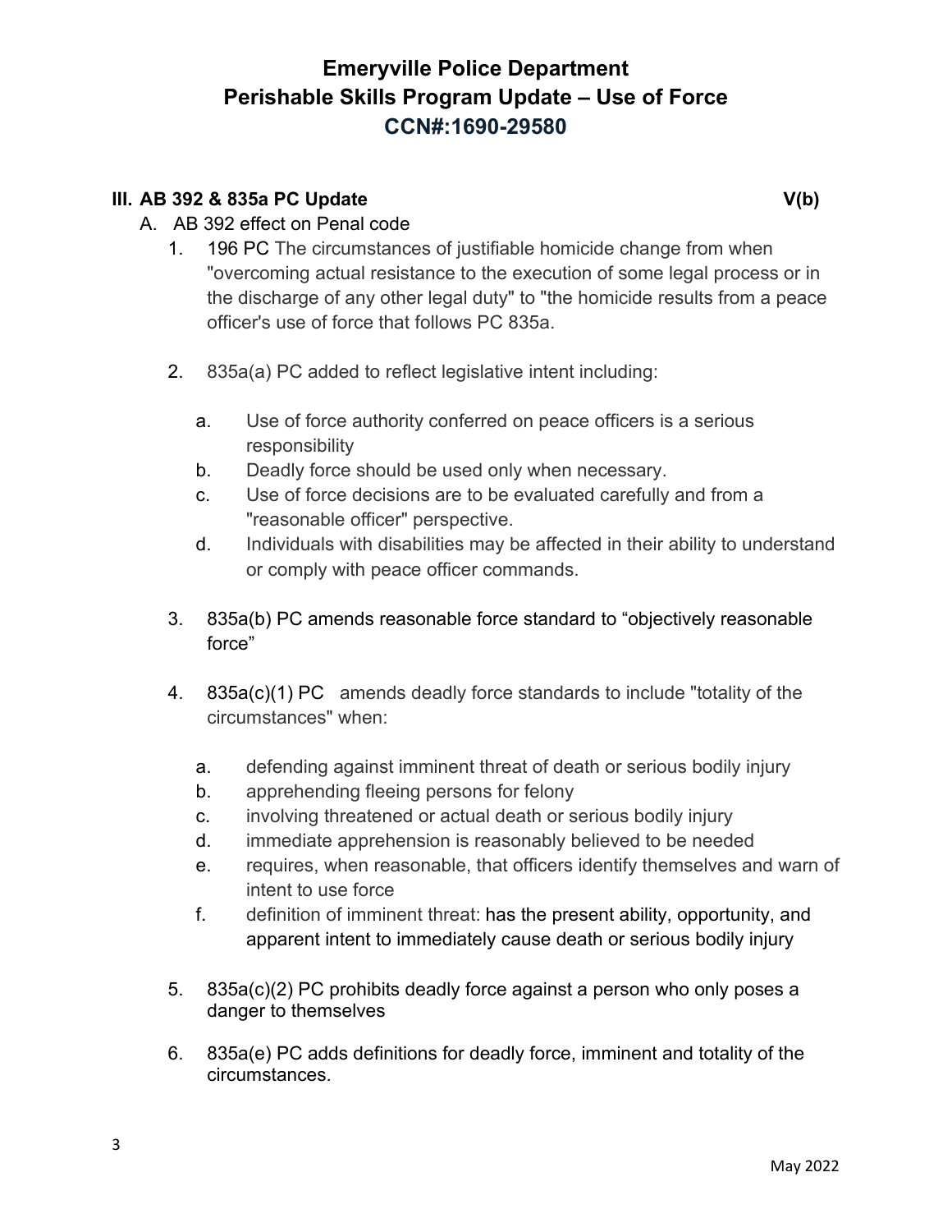# Emeryville Police Department
## Perishable Skills Program Update – Use of Force
## CCN#:1690-29580

### III. AB 392 & 835a PC Update V(b)

A. AB 392 effect on Penal code

1. 196 PC The circumstances of justifiable homicide change from when "overcoming actual resistance to the execution of some legal process or in the discharge of any other legal duty" to "the homicide results from a peace officer's use of force that follows PC 835a.

2. 835a(a) PC added to reflect legislative intent including:

   a. Use of force authority conferred on peace officers is a serious responsibility
   b. Deadly force should be used only when necessary.
   c. Use of force decisions are to be evaluated carefully and from a "reasonable officer" perspective.
   d. Individuals with disabilities may be affected in their ability to understand or comply with peace officer commands.

3. 835a(b) PC amends reasonable force standard to "objectively reasonable force"

4. 835a(c)(1) PC amends deadly force standards to include "totality of the circumstances" when:

   a. defending against imminent threat of death or serious bodily injury
   b. apprehending fleeing persons for felony
   c. involving threatened or actual death or serious bodily injury
   d. immediate apprehension is reasonably believed to be needed
   e. requires, when reasonable, that officers identify themselves and warn of intent to use force
   f. definition of imminent threat: has the present ability, opportunity, and apparent intent to immediately cause death or serious bodily injury

5. 835a(c)(2) PC prohibits deadly force against a person who only poses a danger to themselves

6. 835a(e) PC adds definitions for deadly force, imminent and totality of the circumstances.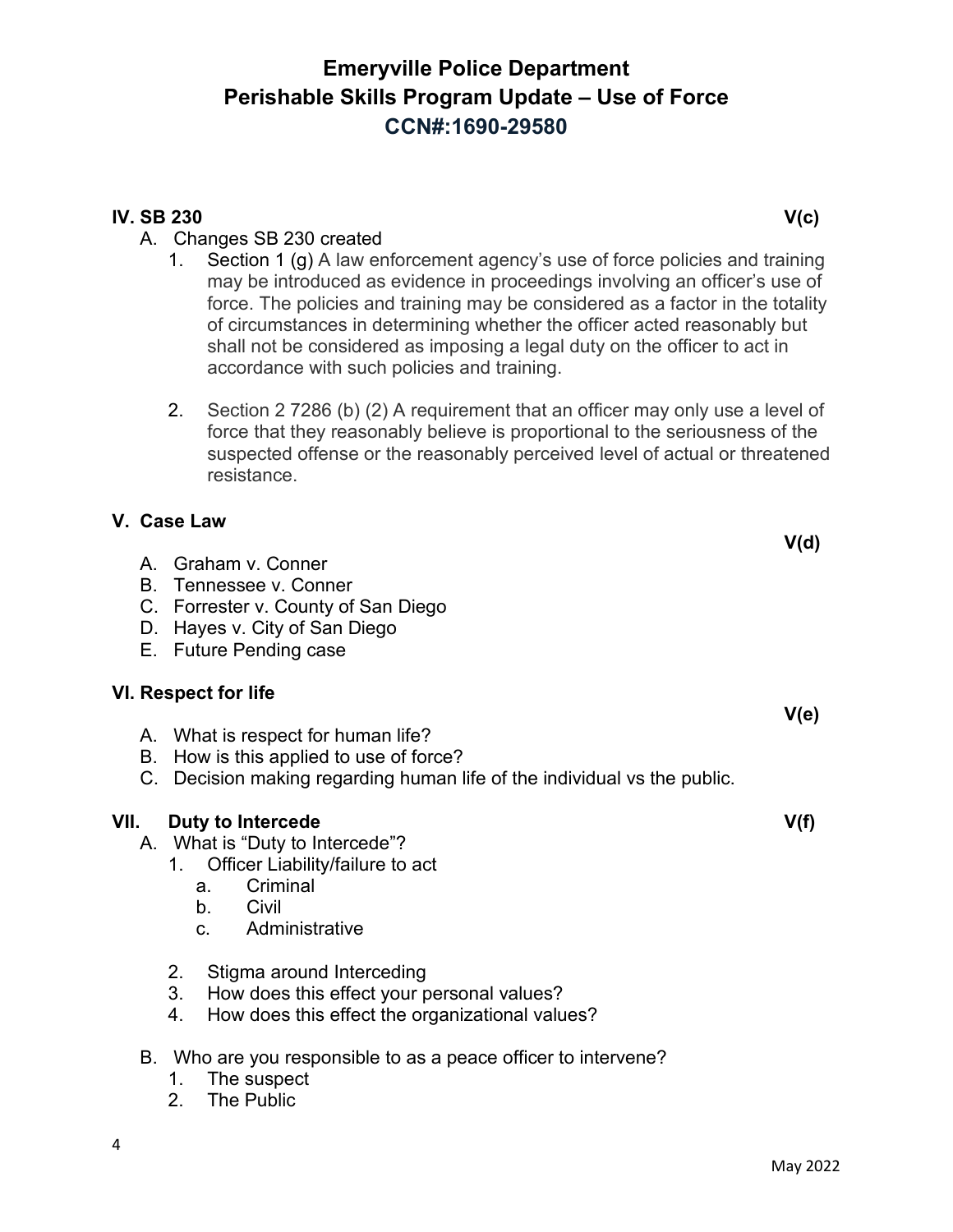# Emeryville Police Department
# Perishable Skills Program Update – Use of Force
# CCN#:1690-29580

## IV. SB 230 V(c)

A. Changes SB 230 created
   1. Section 1 (g) A law enforcement agency's use of force policies and training may be introduced as evidence in proceedings involving an officer's use of force. The policies and training may be considered as a factor in the totality of circumstances in determining whether the officer acted reasonably but shall not be considered as imposing a legal duty on the officer to act in accordance with such policies and training.

   2. Section 2 7286 (b) (2) A requirement that an officer may only use a level of force that they reasonably believe is proportional to the seriousness of the suspected offense or the reasonably perceived level of actual or threatened resistance.

## V. Case Law V(d)

A. Graham v. Conner
B. Tennessee v. Conner
C. Forrester v. County of San Diego
D. Hayes v. City of San Diego
E. Future Pending case

## VI. Respect for life V(e)

A. What is respect for human life?
B. How is this applied to use of force?
C. Decision making regarding human life of the individual vs the public.

## VII. Duty to Intercede V(f)

A. What is "Duty to Intercede"?
   1. Officer Liability/failure to act
      a. Criminal
      b. Civil
      c. Administrative

   2. Stigma around Interceding
   3. How does this effect your personal values?
   4. How does this effect the organizational values?

B. Who are you responsible to as a peace officer to intervene?
   1. The suspect
   2. The Public

May 2022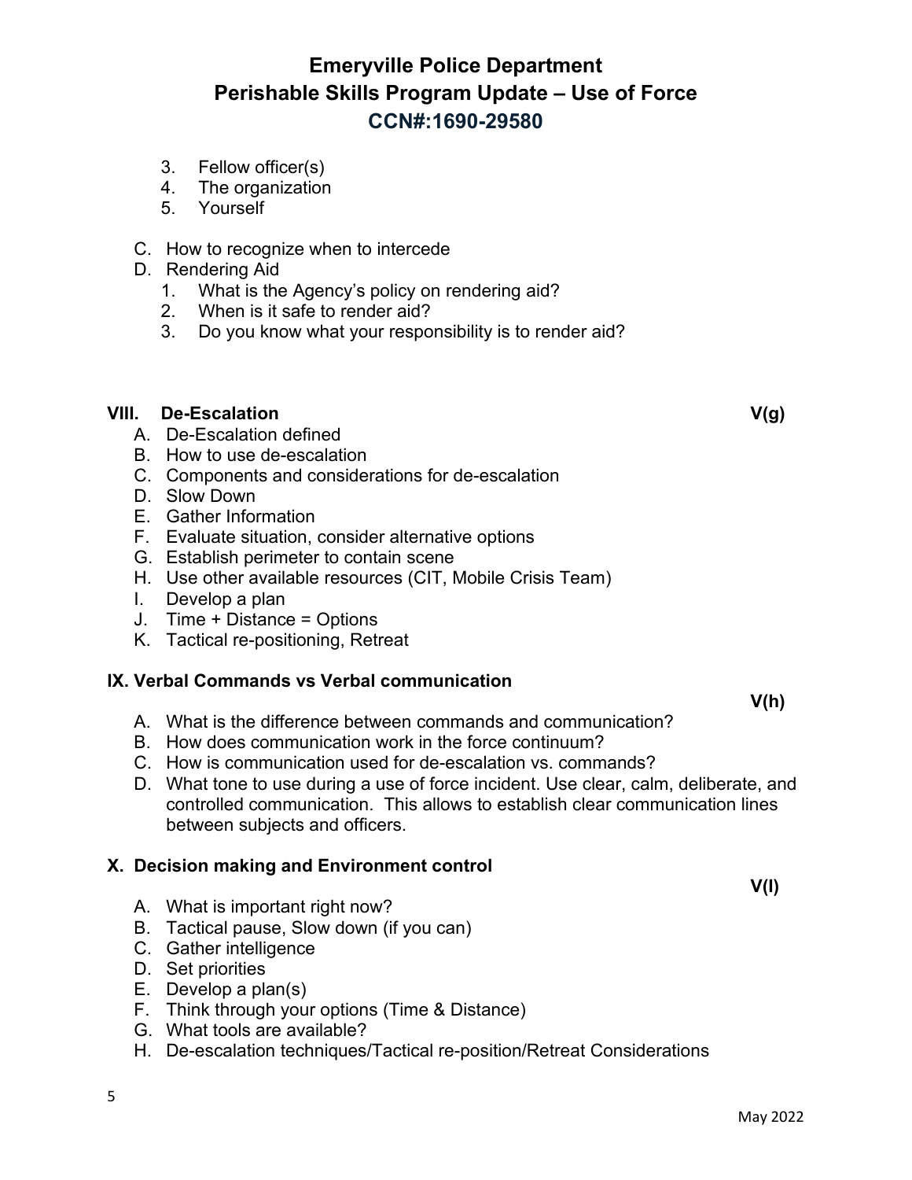3. Fellow officer(s)
4. The organization
5. Yourself

C. How to recognize when to intercede

D. Rendering Aid
   1. What is the Agency's policy on rendering aid?
   2. When is it safe to render aid?
   3. Do you know what your responsibility is to render aid?

## VIII. De-Escalation — V(g)

A. De-Escalation defined
B. How to use de-escalation
C. Components and considerations for de-escalation
D. Slow Down
E. Gather Information
F. Evaluate situation, consider alternative options
G. Establish perimeter to contain scene
H. Use other available resources (CIT, Mobile Crisis Team)
I. Develop a plan
J. Time + Distance = Options
K. Tactical re-positioning, Retreat

## IX. Verbal Commands vs Verbal communication — V(h)

A. What is the difference between commands and communication?
B. How does communication work in the force continuum?
C. How is communication used for de-escalation vs. commands?
D. What tone to use during a use of force incident. Use clear, calm, deliberate, and controlled communication. This allows to establish clear communication lines between subjects and officers.

## X. Decision making and Environment control — V(I)

A. What is important right now?
B. Tactical pause, Slow down (if you can)
C. Gather intelligence
D. Set priorities
E. Develop a plan(s)
F. Think through your options (Time & Distance)
G. What tools are available?
H. De-escalation techniques/Tactical re-position/Retreat Considerations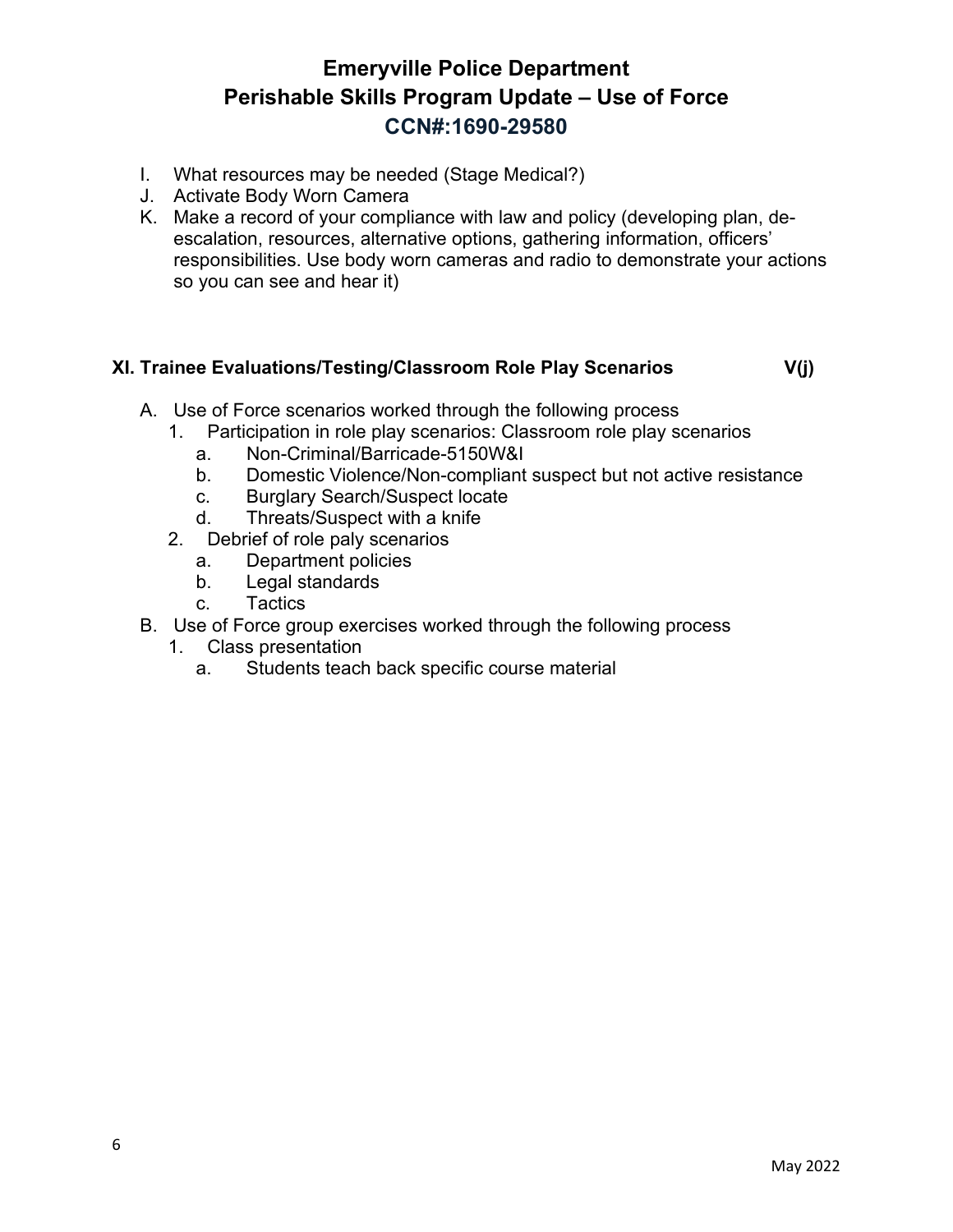I. What resources may be needed (Stage Medical?)
J. Activate Body Worn Camera
K. Make a record of your compliance with law and policy (developing plan, de-escalation, resources, alternative options, gathering information, officers' responsibilities. Use body worn cameras and radio to demonstrate your actions so you can see and hear it)

## XI. Trainee Evaluations/Testing/Classroom Role Play Scenarios V(j)

A. Use of Force scenarios worked through the following process
   1. Participation in role play scenarios: Classroom role play scenarios
      a. Non-Criminal/Barricade-5150W&I
      b. Domestic Violence/Non-compliant suspect but not active resistance
      c. Burglary Search/Suspect locate
      d. Threats/Suspect with a knife
   2. Debrief of role paly scenarios
      a. Department policies
      b. Legal standards
      c. Tactics
B. Use of Force group exercises worked through the following process
   1. Class presentation
      a. Students teach back specific course material